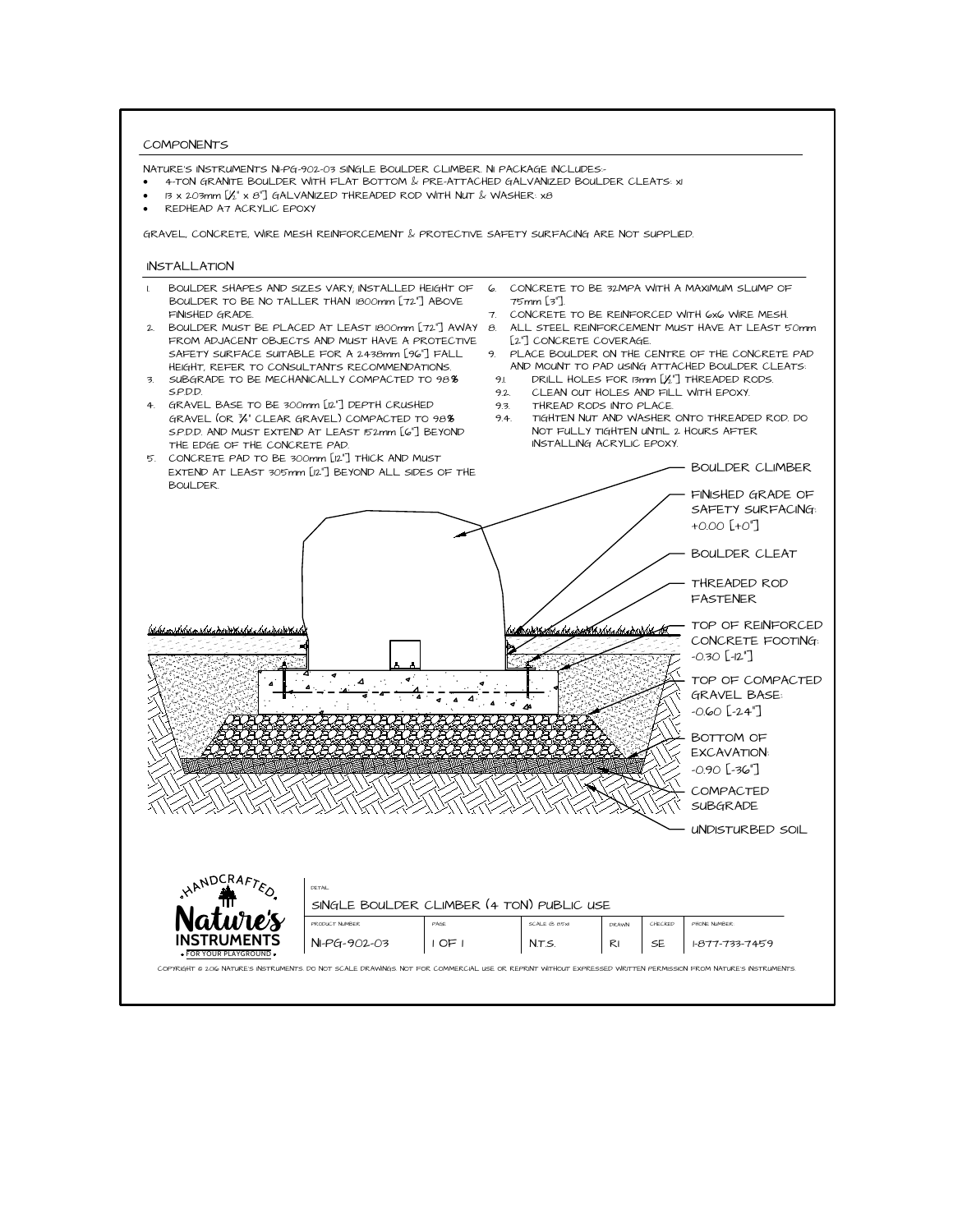## COMPONENTS

NATURE'S INSTRUMENTS NI-PG-902-03 SINGLE BOULDER CLIMBER NI PACKAGE INCLUDES:-

- 4-TON GRANITE BOULDER WITH FLAT BOTTOM & PRE-ATTACHED GALVANIZED BOULDER CLEATS: x1
- 13 x 203mm [½" x 8"] GALVANIZED THREADED ROD WITH NUT & WASHER: x8
- REDHEAD A7 ACRYLIC EPOXY

GRAVEL, CONCRETE, WIRE MESH REINFORCEMENT & PROTECTIVE SAFETY SURFACING ARE NOT SUPPLIED.

## INSTALLATION

1. BOULDER SHAPES AND SIZES VARY; INSTALLED HEIGHT OF BOULDER TO BE NO TALLER THAN 1800mm [72"] ABOVE FINISHED GRADE.
2. BOULDER MUST BE PLACED AT LEAST 1800mm [72"] AWAY FROM ADJACENT OBJECTS AND MUST HAVE A PROTECTIVE SAFETY SURFACE SUITABLE FOR A 2438mm [96"] FALL HEIGHT, REFER TO CONSULTANTS RECOMMENDATIONS.
3. SUBGRADE TO BE MECHANICALLY COMPACTED TO 98% S.P.D.D.
4. GRAVEL BASE TO BE 300mm [12"] DEPTH CRUSHED GRAVEL (OR ¾" CLEAR GRAVEL) COMPACTED TO 98% S.P.D.D. AND MUST EXTEND AT LEAST 152mm [6"] BEYOND THE EDGE OF THE CONCRETE PAD.
5. CONCRETE PAD TO BE 300mm [12"] THICK AND MUST EXTEND AT LEAST 305mm [12"] BEYOND ALL SIDES OF THE BOULDER.
6. CONCRETE TO BE 32MPA WITH A MAXIMUM SLUMP OF 75mm [3"].
7. CONCRETE TO BE REINFORCED WITH 6x6 WIRE MESH.
8. ALL STEEL REINFORCEMENT MUST HAVE AT LEAST 50mm [2"] CONCRETE COVERAGE.
9. PLACE BOULDER ON THE CENTRE OF THE CONCRETE PAD AND MOUNT TO PAD USING ATTACHED BOULDER CLEATS:
   - 9.1. DRILL HOLES FOR 13mm [½"] THREADED RODS.
   - 9.2. CLEAN OUT HOLES AND FILL WITH EPOXY.
   - 9.3. THREAD RODS INTO PLACE.
   - 9.4. TIGHTEN NUT AND WASHER ONTO THREADED ROD. DO NOT FULLY TIGHTEN UNTIL 2 HOURS AFTER INSTALLING ACRYLIC EPOXY.

BOULDER CLIMBER

FINISHED GRADE OF SAFETY SURFACING: +0.00 [+0"]

BOULDER CLEAT

THREADED ROD FASTENER

TOP OF REINFORCED CONCRETE FOOTING: -0.30 [-12"]

TOP OF COMPACTED GRAVEL BASE: -0.60 [-24"]

BOTTOM OF EXCAVATION: -0.90 [-36"]

COMPACTED SUBGRADE

UNDISTURBED SOIL

HANDCRAFTED Nature's INSTRUMENTS FOR YOUR PLAYGROUND

| DETAIL | | | | | |
|---|---|---|---|---|---|
| SINGLE BOULDER CLIMBER (4 TON) PUBLIC USE | | | | | |
| PRODUCT NUMBER | PAGE | SCALE @ 8.5x11 | DRAWN | CHECKED | PHONE NUMBER |
| NI-PG-902-03 | 1 OF 1 | N.T.S. | RI | SE | 1-877-733-7459 |

COPYRIGHT © 2016 NATURE'S INSTRUMENTS. DO NOT SCALE DRAWINGS. NOT FOR COMMERCIAL USE OR REPRINT WITHOUT EXPRESSED WRITTEN PERMISSION FROM NATURE'S INSTRUMENTS.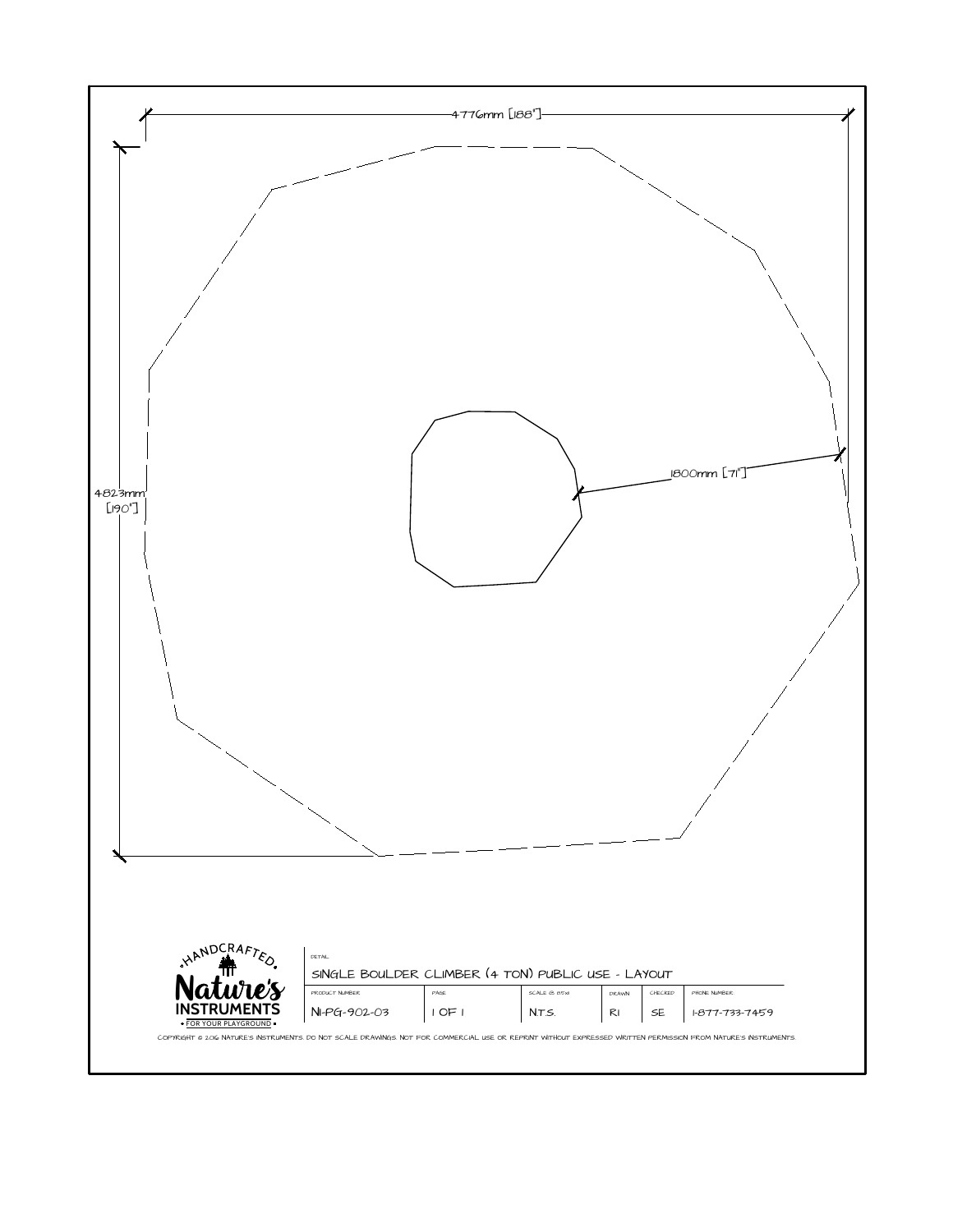4776mm [188"]

4823mm [190"]

1800mm [71"]

DETAIL

SINGLE BOULDER CLIMBER (4 TON) PUBLIC USE - LAYOUT

| PRODUCT NUMBER | PAGE | SCALE (8.5X11) | DRAWN | CHECKED | PHONE NUMBER |
| --- | --- | --- | --- | --- | --- |
| NI-PG-902-03 | 1 OF 1 | N.T.S. | RI | SE | 1-877-733-7459 |

HANDCRAFTED

Nature's INSTRUMENTS

FOR YOUR PLAYGROUND

COPYRIGHT © 2016 NATURE'S INSTRUMENTS. DO NOT SCALE DRAWINGS. NOT FOR COMMERCIAL USE OR REPRINT WITHOUT EXPRESSED WRITTEN PERMISSION FROM NATURE'S INSTRUMENTS.